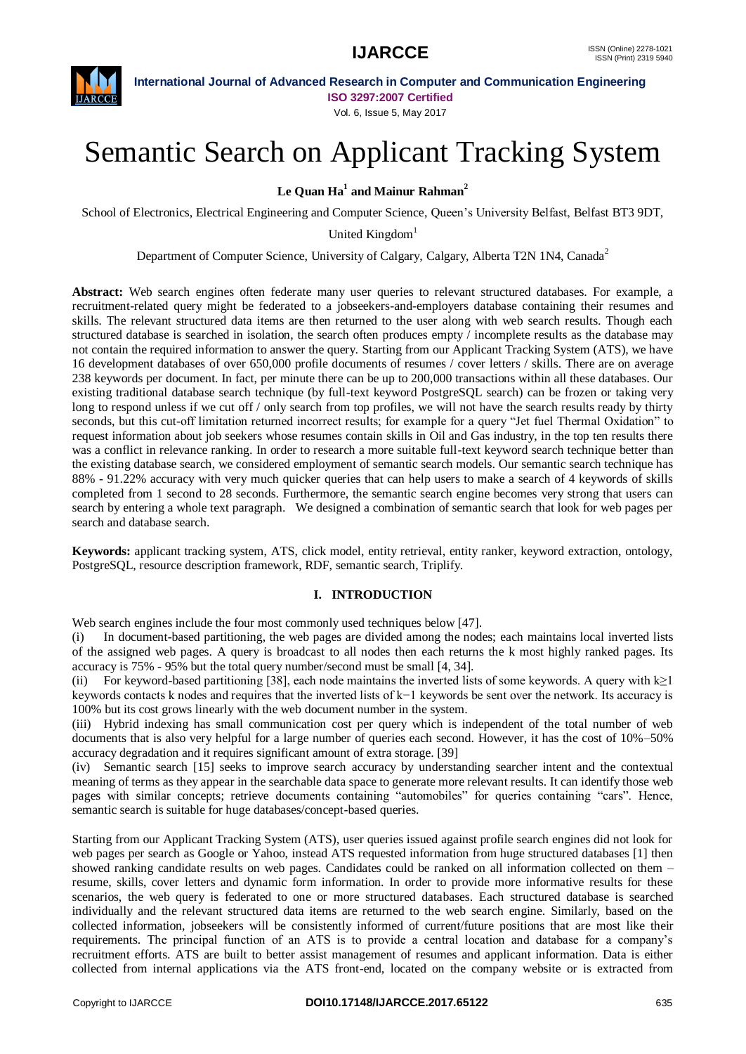# Semantic Search on Applicant Tracking System

**Le Quan Ha[1] and Mainur Rahman[2]**

School of Electronics, Electrical Engineering and Computer Science, Queen's University Belfast, Belfast BT3 9DT, United Kingdom[1]

Department of Computer Science, University of Calgary, Calgary, Alberta T2N 1N4, Canada[2]

**Abstract:** Web search engines often federate many user queries to relevant structured databases. For example, a recruitment-related query might be federated to a jobseekers-and-employers database containing their resumes and skills. The relevant structured data items are then returned to the user along with web search results. Though each structured database is searched in isolation, the search often produces empty / incomplete results as the database may not contain the required information to answer the query. Starting from our Applicant Tracking System (ATS), we have 16 development databases of over 650,000 profile documents of resumes / cover letters / skills. There are on average 238 keywords per document. In fact, per minute there can be up to 200,000 transactions within all these databases. Our existing traditional database search technique (by full-text keyword PostgreSQL search) can be frozen or taking very long to respond unless if we cut off / only search from top profiles, we will not have the search results ready by thirty seconds, but this cut-off limitation returned incorrect results; for example for a query "Jet fuel Thermal Oxidation" to request information about job seekers whose resumes contain skills in Oil and Gas industry, in the top ten results there was a conflict in relevance ranking. In order to research a more suitable full-text keyword search technique better than the existing database search, we considered employment of semantic search models. Our semantic search technique has 88% - 91.22% accuracy with very much quicker queries that can help users to make a search of 4 keywords of skills completed from 1 second to 28 seconds. Furthermore, the semantic search engine becomes very strong that users can search by entering a whole text paragraph. We designed a combination of semantic search that look for web pages per search and database search.

**Keywords:** applicant tracking system, ATS, click model, entity retrieval, entity ranker, keyword extraction, ontology, PostgreSQL, resource description framework, RDF, semantic search, Triplify.

## I. INTRODUCTION

Web search engines include the four most commonly used techniques below [47].

(i) In document-based partitioning, the web pages are divided among the nodes; each maintains local inverted lists of the assigned web pages. A query is broadcast to all nodes then each returns the k most highly ranked pages. Its accuracy is 75% - 95% but the total query number/second must be small [4, 34].

(ii) For keyword-based partitioning [38], each node maintains the inverted lists of some keywords. A query with $k \geq 1$ keywords contacts k nodes and requires that the inverted lists of $k-1$ keywords be sent over the network. Its accuracy is 100% but its cost grows linearly with the web document number in the system.

(iii) Hybrid indexing has small communication cost per query which is independent of the total number of web documents that is also very helpful for a large number of queries each second. However, it has the cost of 10%–50% accuracy degradation and it requires significant amount of extra storage. [39]

(iv) Semantic search [15] seeks to improve search accuracy by understanding searcher intent and the contextual meaning of terms as they appear in the searchable data space to generate more relevant results. It can identify those web pages with similar concepts; retrieve documents containing "automobiles" for queries containing "cars". Hence, semantic search is suitable for huge databases/concept-based queries.

Starting from our Applicant Tracking System (ATS), user queries issued against profile search engines did not look for web pages per search as Google or Yahoo, instead ATS requested information from huge structured databases [1] then showed ranking candidate results on web pages. Candidates could be ranked on all information collected on them – resume, skills, cover letters and dynamic form information. In order to provide more informative results for these scenarios, the web query is federated to one or more structured databases. Each structured database is searched individually and the relevant structured data items are returned to the web search engine. Similarly, based on the collected information, jobseekers will be consistently informed of current/future positions that are most like their requirements. The principal function of an ATS is to provide a central location and database for a company's recruitment efforts. ATS are built to better assist management of resumes and applicant information. Data is either collected from internal applications via the ATS front-end, located on the company website or is extracted from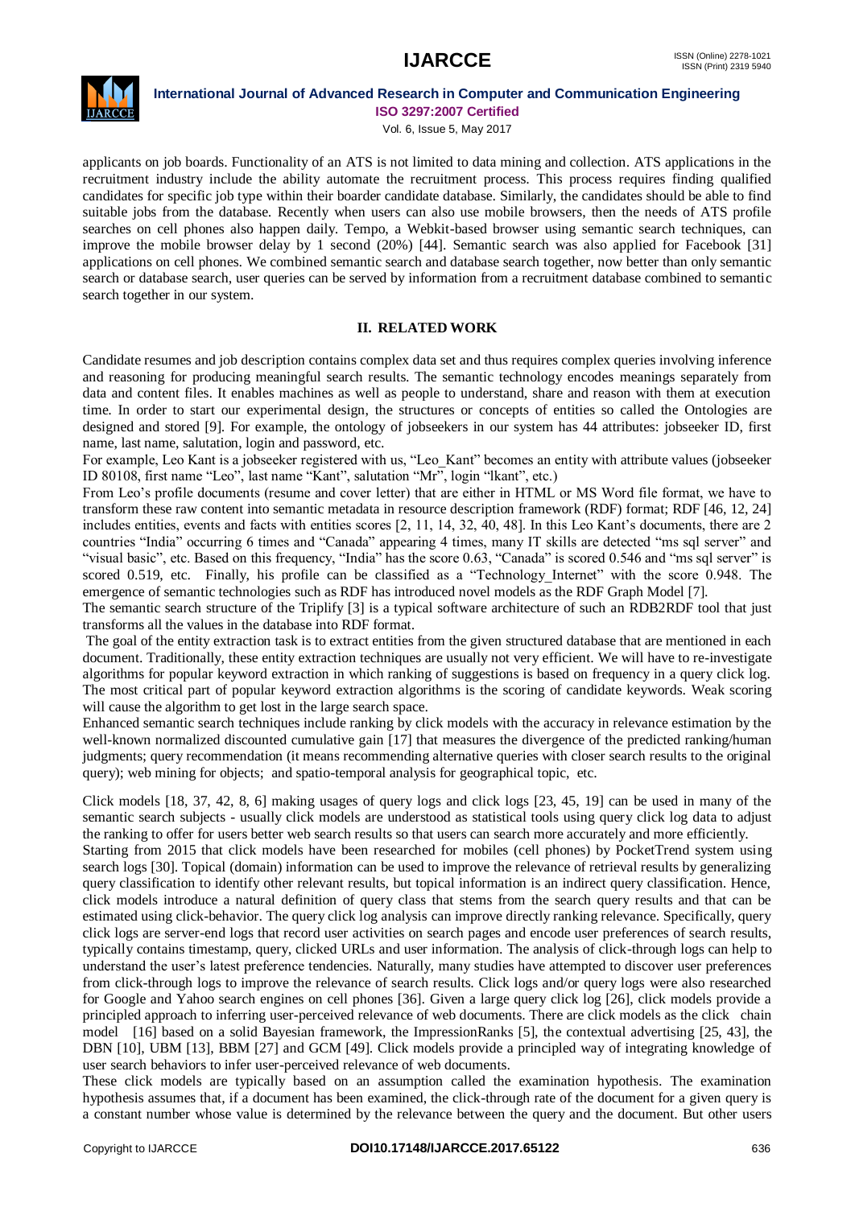applicants on job boards. Functionality of an ATS is not limited to data mining and collection. ATS applications in the recruitment industry include the ability automate the recruitment process. This process requires finding qualified candidates for specific job type within their boarder candidate database. Similarly, the candidates should be able to find suitable jobs from the database. Recently when users can also use mobile browsers, then the needs of ATS profile searches on cell phones also happen daily. Tempo, a Webkit-based browser using semantic search techniques, can improve the mobile browser delay by 1 second (20%) [44]. Semantic search was also applied for Facebook [31] applications on cell phones. We combined semantic search and database search together, now better than only semantic search or database search, user queries can be served by information from a recruitment database combined to semantic search together in our system.

## II. RELATED WORK

Candidate resumes and job description contains complex data set and thus requires complex queries involving inference and reasoning for producing meaningful search results. The semantic technology encodes meanings separately from data and content files. It enables machines as well as people to understand, share and reason with them at execution time. In order to start our experimental design, the structures or concepts of entities so called the Ontologies are designed and stored [9]. For example, the ontology of jobseekers in our system has 44 attributes: jobseeker ID, first name, last name, salutation, login and password, etc.

For example, Leo Kant is a jobseeker registered with us, "Leo_Kant" becomes an entity with attribute values (jobseeker ID 80108, first name "Leo", last name "Kant", salutation "Mr", login "lkant", etc.)

From Leo's profile documents (resume and cover letter) that are either in HTML or MS Word file format, we have to transform these raw content into semantic metadata in resource description framework (RDF) format; RDF [46, 12, 24] includes entities, events and facts with entities scores [2, 11, 14, 32, 40, 48]. In this Leo Kant's documents, there are 2 countries "India" occurring 6 times and "Canada" appearing 4 times, many IT skills are detected "ms sql server" and "visual basic", etc. Based on this frequency, "India" has the score 0.63, "Canada" is scored 0.546 and "ms sql server" is scored 0.519, etc. Finally, his profile can be classified as a "Technology_Internet" with the score 0.948. The emergence of semantic technologies such as RDF has introduced novel models as the RDF Graph Model [7].

The semantic search structure of the Triplify [3] is a typical software architecture of such an RDB2RDF tool that just transforms all the values in the database into RDF format.

The goal of the entity extraction task is to extract entities from the given structured database that are mentioned in each document. Traditionally, these entity extraction techniques are usually not very efficient. We will have to re-investigate algorithms for popular keyword extraction in which ranking of suggestions is based on frequency in a query click log. The most critical part of popular keyword extraction algorithms is the scoring of candidate keywords. Weak scoring will cause the algorithm to get lost in the large search space.

Enhanced semantic search techniques include ranking by click models with the accuracy in relevance estimation by the well-known normalized discounted cumulative gain [17] that measures the divergence of the predicted ranking/human judgments; query recommendation (it means recommending alternative queries with closer search results to the original query); web mining for objects; and spatio-temporal analysis for geographical topic, etc.

Click models [18, 37, 42, 8, 6] making usages of query logs and click logs [23, 45, 19] can be used in many of the semantic search subjects - usually click models are understood as statistical tools using query click log data to adjust the ranking to offer for users better web search results so that users can search more accurately and more efficiently.

Starting from 2015 that click models have been researched for mobiles (cell phones) by PocketTrend system using search logs [30]. Topical (domain) information can be used to improve the relevance of retrieval results by generalizing query classification to identify other relevant results, but topical information is an indirect query classification. Hence, click models introduce a natural definition of query class that stems from the search query results and that can be estimated using click-behavior. The query click log analysis can improve directly ranking relevance. Specifically, query click logs are server-end logs that record user activities on search pages and encode user preferences of search results, typically contains timestamp, query, clicked URLs and user information. The analysis of click-through logs can help to understand the user's latest preference tendencies. Naturally, many studies have attempted to discover user preferences from click-through logs to improve the relevance of search results. Click logs and/or query logs were also researched for Google and Yahoo search engines on cell phones [36]. Given a large query click log [26], click models provide a principled approach to inferring user-perceived relevance of web documents. There are click models as the click chain model [16] based on a solid Bayesian framework, the ImpressionRanks [5], the contextual advertising [25, 43], the DBN [10], UBM [13], BBM [27] and GCM [49]. Click models provide a principled way of integrating knowledge of user search behaviors to infer user-perceived relevance of web documents.

These click models are typically based on an assumption called the examination hypothesis. The examination hypothesis assumes that, if a document has been examined, the click-through rate of the document for a given query is a constant number whose value is determined by the relevance between the query and the document. But other users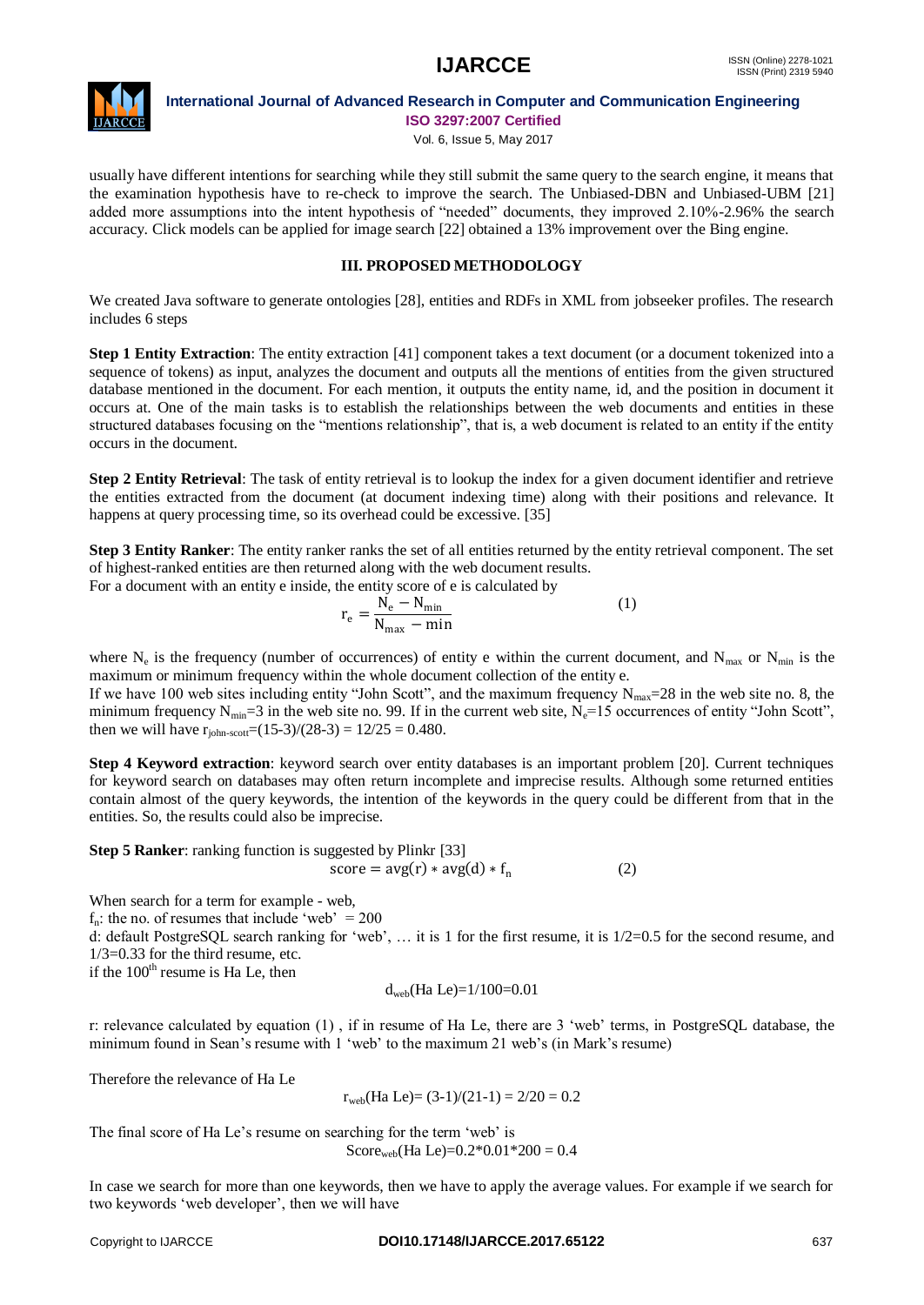usually have different intentions for searching while they still submit the same query to the search engine, it means that the examination hypothesis have to re-check to improve the search. The Unbiased-DBN and Unbiased-UBM [21] added more assumptions into the intent hypothesis of "needed" documents, they improved 2.10%-2.96% the search accuracy. Click models can be applied for image search [22] obtained a 13% improvement over the Bing engine.

## III. PROPOSED METHODOLOGY

We created Java software to generate ontologies [28], entities and RDFs in XML from jobseeker profiles. The research includes 6 steps

**Step 1 Entity Extraction**: The entity extraction [41] component takes a text document (or a document tokenized into a sequence of tokens) as input, analyzes the document and outputs all the mentions of entities from the given structured database mentioned in the document. For each mention, it outputs the entity name, id, and the position in document it occurs at. One of the main tasks is to establish the relationships between the web documents and entities in these structured databases focusing on the "mentions relationship", that is, a web document is related to an entity if the entity occurs in the document.

**Step 2 Entity Retrieval**: The task of entity retrieval is to lookup the index for a given document identifier and retrieve the entities extracted from the document (at document indexing time) along with their positions and relevance. It happens at query processing time, so its overhead could be excessive. [35]

**Step 3 Entity Ranker**: The entity ranker ranks the set of all entities returned by the entity retrieval component. The set of highest-ranked entities are then returned along with the web document results.

For a document with an entity e inside, the entity score of e is calculated by

$$r_e = \frac{N_e - N_{min}}{N_{max} - min} \qquad (1)$$

where $N_e$ is the frequency (number of occurrences) of entity e within the current document, and $N_{max}$ or $N_{min}$ is the maximum or minimum frequency within the whole document collection of the entity e.

If we have 100 web sites including entity "John Scott", and the maximum frequency $N_{max}$=28 in the web site no. 8, the minimum frequency $N_{min}$=3 in the web site no. 99. If in the current web site, $N_e$=15 occurrences of entity "John Scott", then we will have $r_{john\text{-}scott}$=(15-3)/(28-3) = 12/25 = 0.480.

**Step 4 Keyword extraction**: keyword search over entity databases is an important problem [20]. Current techniques for keyword search on databases may often return incomplete and imprecise results. Although some returned entities contain almost of the query keywords, the intention of the keywords in the query could be different from that in the entities. So, the results could also be imprecise.

**Step 5 Ranker**: ranking function is suggested by Plinkr [33]

$$\text{score} = \text{avg}(r) * \text{avg}(d) * f_n \qquad (2)$$

When search for a term for example - web,

$f_n$: the no. of resumes that include 'web' = 200

d: default PostgreSQL search ranking for 'web', … it is 1 for the first resume, it is 1/2=0.5 for the second resume, and 1/3=0.33 for the third resume, etc.

if the 100th resume is Ha Le, then

$$d_{web}(\text{Ha Le})=1/100=0.01$$

r: relevance calculated by equation (1) , if in resume of Ha Le, there are 3 'web' terms, in PostgreSQL database, the minimum found in Sean's resume with 1 'web' to the maximum 21 web's (in Mark's resume)

Therefore the relevance of Ha Le

$$r_{web}(\text{Ha Le})= (3\text{-}1)/(21\text{-}1) = 2/20 = 0.2$$

The final score of Ha Le's resume on searching for the term 'web' is

$$\text{Score}_{web}(\text{Ha Le})=0.2*0.01*200 = 0.4$$

In case we search for more than one keywords, then we have to apply the average values. For example if we search for two keywords 'web developer', then we will have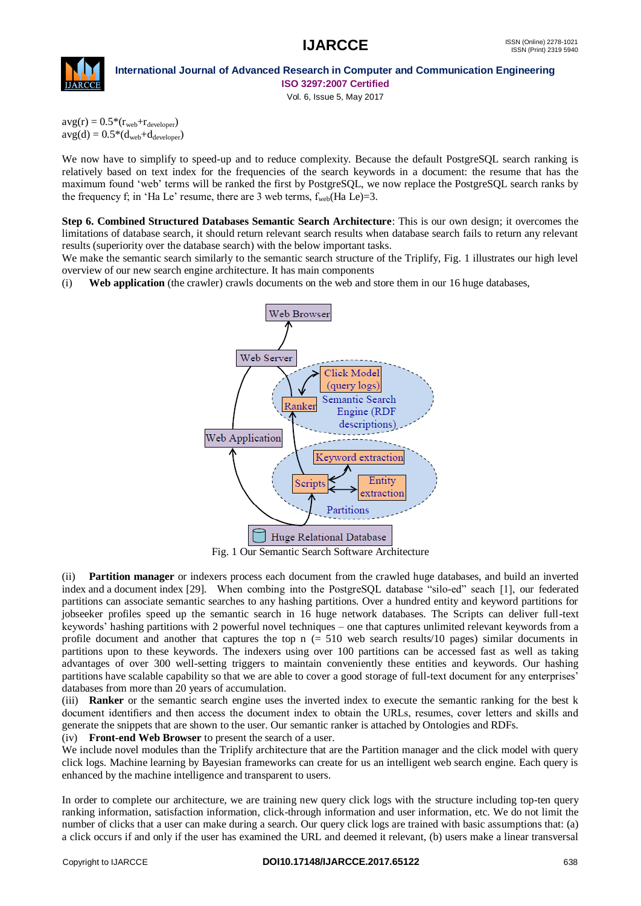$avg(r) = 0.5*(r_{web}+r_{developer})$
$avg(d) = 0.5*(d_{web}+d_{developer})$

We now have to simplify to speed-up and to reduce complexity. Because the default PostgreSQL search ranking is relatively based on text index for the frequencies of the search keywords in a document: the resume that has the maximum found 'web' terms will be ranked the first by PostgreSQL, we now replace the PostgreSQL search ranks by the frequency f; in 'Ha Le' resume, there are 3 web terms, $f_{web}$(Ha Le)=3.

**Step 6. Combined Structured Databases Semantic Search Architecture**: This is our own design; it overcomes the limitations of database search, it should return relevant search results when database search fails to return any relevant results (superiority over the database search) with the below important tasks.
We make the semantic search similarly to the semantic search structure of the Triplify, Fig. 1 illustrates our high level overview of our new search engine architecture. It has main components

(i) **Web application** (the crawler) crawls documents on the web and store them in our 16 huge databases,

Fig. 1 Our Semantic Search Software Architecture

(ii) **Partition manager** or indexers process each document from the crawled huge databases, and build an inverted index and a document index [29]. When combing into the PostgreSQL database "silo-ed" seach [1], our federated partitions can associate semantic searches to any hashing partitions. Over a hundred entity and keyword partitions for jobseeker profiles speed up the semantic search in 16 huge network databases. The Scripts can deliver full-text keywords' hashing partitions with 2 powerful novel techniques – one that captures unlimited relevant keywords from a profile document and another that captures the top n (= 510 web search results/10 pages) similar documents in partitions upon to these keywords. The indexers using over 100 partitions can be accessed fast as well as taking advantages of over 300 well-setting triggers to maintain conveniently these entities and keywords. Our hashing partitions have scalable capability so that we are able to cover a good storage of full-text document for any enterprises' databases from more than 20 years of accumulation.

(iii) **Ranker** or the semantic search engine uses the inverted index to execute the semantic ranking for the best k document identifiers and then access the document index to obtain the URLs, resumes, cover letters and skills and generate the snippets that are shown to the user. Our semantic ranker is attached by Ontologies and RDFs.

(iv) **Front-end Web Browser** to present the search of a user.

We include novel modules than the Triplify architecture that are the Partition manager and the click model with query click logs. Machine learning by Bayesian frameworks can create for us an intelligent web search engine. Each query is enhanced by the machine intelligence and transparent to users.

In order to complete our architecture, we are training new query click logs with the structure including top-ten query ranking information, satisfaction information, click-through information and user information, etc. We do not limit the number of clicks that a user can make during a search. Our query click logs are trained with basic assumptions that: (a) a click occurs if and only if the user has examined the URL and deemed it relevant, (b) users make a linear transversal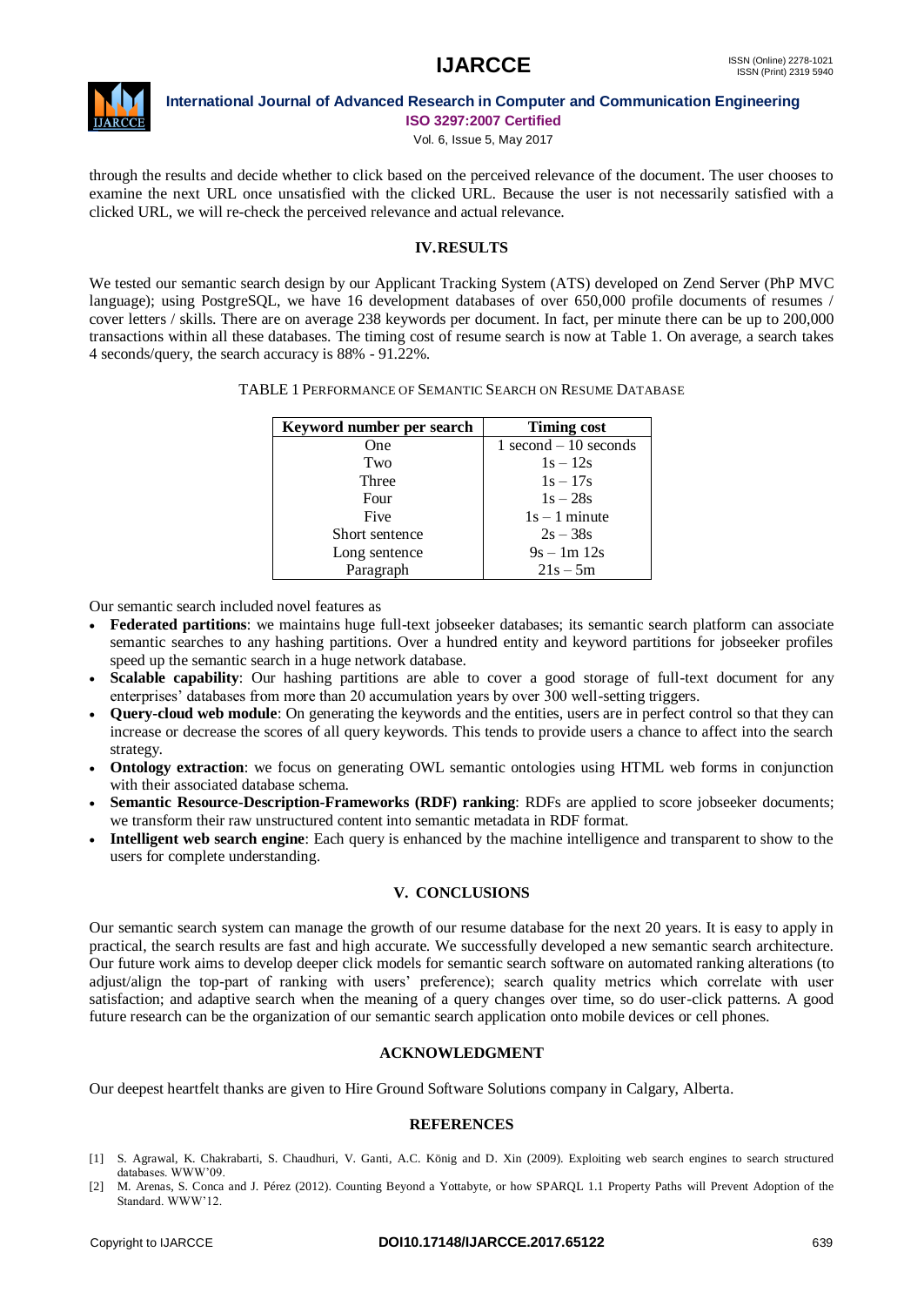through the results and decide whether to click based on the perceived relevance of the document. The user chooses to examine the next URL once unsatisfied with the clicked URL. Because the user is not necessarily satisfied with a clicked URL, we will re-check the perceived relevance and actual relevance.

## IV. RESULTS

We tested our semantic search design by our Applicant Tracking System (ATS) developed on Zend Server (PhP MVC language); using PostgreSQL, we have 16 development databases of over 650,000 profile documents of resumes / cover letters / skills. There are on average 238 keywords per document. In fact, per minute there can be up to 200,000 transactions within all these databases. The timing cost of resume search is now at Table 1. On average, a search takes 4 seconds/query, the search accuracy is 88% - 91.22%.

TABLE 1 PERFORMANCE OF SEMANTIC SEARCH ON RESUME DATABASE

| Keyword number per search | Timing cost |
|---|---|
| One | 1 second – 10 seconds |
| Two | 1s – 12s |
| Three | 1s – 17s |
| Four | 1s – 28s |
| Five | 1s – 1 minute |
| Short sentence | 2s – 38s |
| Long sentence | 9s – 1m 12s |
| Paragraph | 21s – 5m |

Our semantic search included novel features as

- **Federated partitions**: we maintains huge full-text jobseeker databases; its semantic search platform can associate semantic searches to any hashing partitions. Over a hundred entity and keyword partitions for jobseeker profiles speed up the semantic search in a huge network database.
- **Scalable capability**: Our hashing partitions are able to cover a good storage of full-text document for any enterprises' databases from more than 20 accumulation years by over 300 well-setting triggers.
- **Query-cloud web module**: On generating the keywords and the entities, users are in perfect control so that they can increase or decrease the scores of all query keywords. This tends to provide users a chance to affect into the search strategy.
- **Ontology extraction**: we focus on generating OWL semantic ontologies using HTML web forms in conjunction with their associated database schema.
- **Semantic Resource-Description-Frameworks (RDF) ranking**: RDFs are applied to score jobseeker documents; we transform their raw unstructured content into semantic metadata in RDF format.
- **Intelligent web search engine**: Each query is enhanced by the machine intelligence and transparent to show to the users for complete understanding.

## V. CONCLUSIONS

Our semantic search system can manage the growth of our resume database for the next 20 years. It is easy to apply in practical, the search results are fast and high accurate. We successfully developed a new semantic search architecture. Our future work aims to develop deeper click models for semantic search software on automated ranking alterations (to adjust/align the top-part of ranking with users' preference); search quality metrics which correlate with user satisfaction; and adaptive search when the meaning of a query changes over time, so do user-click patterns. A good future research can be the organization of our semantic search application onto mobile devices or cell phones.

## ACKNOWLEDGMENT

Our deepest heartfelt thanks are given to Hire Ground Software Solutions company in Calgary, Alberta.

## REFERENCES

[1] S. Agrawal, K. Chakrabarti, S. Chaudhuri, V. Ganti, A.C. König and D. Xin (2009). Exploiting web search engines to search structured databases. WWW'09.

[2] M. Arenas, S. Conca and J. Pérez (2012). Counting Beyond a Yottabyte, or how SPARQL 1.1 Property Paths will Prevent Adoption of the Standard. WWW'12.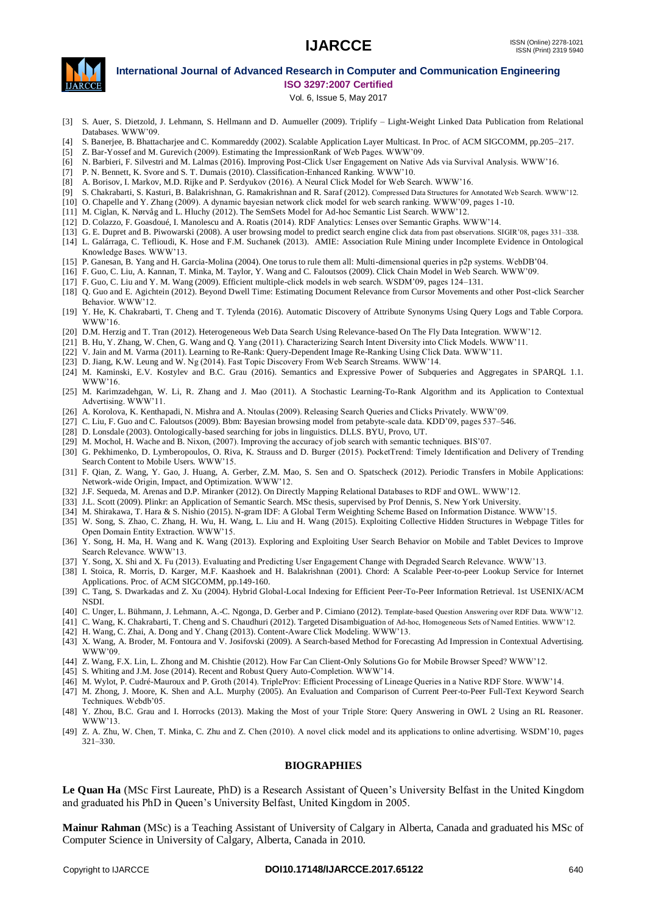[3] S. Auer, S. Dietzold, J. Lehmann, S. Hellmann and D. Aumueller (2009). Triplify – Light-Weight Linked Data Publication from Relational Databases. WWW'09.

[4] S. Banerjee, B. Bhattacharjee and C. Kommareddy (2002). Scalable Application Layer Multicast. In Proc. of ACM SIGCOMM, pp.205–217.

[5] Z. Bar-Yossef and M. Gurevich (2009). Estimating the ImpressionRank of Web Pages. WWW'09.

[6] N. Barbieri, F. Silvestri and M. Lalmas (2016). Improving Post-Click User Engagement on Native Ads via Survival Analysis. WWW'16.

[7] P. N. Bennett, K. Svore and S. T. Dumais (2010). Classification-Enhanced Ranking. WWW'10.

[8] A. Borisov, I. Markov, M.D. Rijke and P. Serdyukov (2016). A Neural Click Model for Web Search. WWW'16.

[9] S. Chakrabarti, S. Kasturi, B. Balakrishnan, G. Ramakrishnan and R. Saraf (2012). Compressed Data Structures for Annotated Web Search. WWW'12.

[10] O. Chapelle and Y. Zhang (2009). A dynamic bayesian network click model for web search ranking. WWW'09, pages 1-10.

[11] M. Ciglan, K. Nørvåg and L. Hluchy (2012). The SemSets Model for Ad-hoc Semantic List Search. WWW'12.

[12] D. Colazzo, F. Goasdoué, I. Manolescu and A. Roatis (2014). RDF Analytics: Lenses over Semantic Graphs. WWW'14.

[13] G. E. Dupret and B. Piwowarski (2008). A user browsing model to predict search engine click data from past observations. SIGIR'08, pages 331–338.

[14] L. Galárraga, C. Teflioudi, K. Hose and F.M. Suchanek (2013). AMIE: Association Rule Mining under Incomplete Evidence in Ontological Knowledge Bases. WWW'13.

[15] P. Ganesan, B. Yang and H. Garcia-Molina (2004). One torus to rule them all: Multi-dimensional queries in p2p systems. WebDB'04.

[16] F. Guo, C. Liu, A. Kannan, T. Minka, M. Taylor, Y. Wang and C. Faloutsos (2009). Click Chain Model in Web Search. WWW'09.

[17] F. Guo, C. Liu and Y. M. Wang (2009). Efficient multiple-click models in web search. WSDM'09, pages 124–131.

[18] Q. Guo and E. Agichtein (2012). Beyond Dwell Time: Estimating Document Relevance from Cursor Movements and other Post-click Searcher Behavior. WWW'12.

[19] Y. He, K. Chakrabarti, T. Cheng and T. Tylenda (2016). Automatic Discovery of Attribute Synonyms Using Query Logs and Table Corpora. WWW'16.

[20] D.M. Herzig and T. Tran (2012). Heterogeneous Web Data Search Using Relevance-based On The Fly Data Integration. WWW'12.

[21] B. Hu, Y. Zhang, W. Chen, G. Wang and Q. Yang (2011). Characterizing Search Intent Diversity into Click Models. WWW'11.

[22] V. Jain and M. Varma (2011). Learning to Re-Rank: Query-Dependent Image Re-Ranking Using Click Data. WWW'11.

[23] D. Jiang, K.W. Leung and W. Ng (2014). Fast Topic Discovery From Web Search Streams. WWW'14.

[24] M. Kaminski, E.V. Kostylev and B.C. Grau (2016). Semantics and Expressive Power of Subqueries and Aggregates in SPARQL 1.1. WWW'16.

[25] M. Karimzadehgan, W. Li, R. Zhang and J. Mao (2011). A Stochastic Learning-To-Rank Algorithm and its Application to Contextual Advertising. WWW'11.

[26] A. Korolova, K. Kenthapadi, N. Mishra and A. Ntoulas (2009). Releasing Search Queries and Clicks Privately. WWW'09.

[27] C. Liu, F. Guo and C. Faloutsos (2009). Bbm: Bayesian browsing model from petabyte-scale data. KDD'09, pages 537–546.

[28] D. Lonsdale (2003). Ontologically-based searching for jobs in linguistics. DLLS. BYU, Provo, UT.

[29] M. Mochol, H. Wache and B. Nixon, (2007). Improving the accuracy of job search with semantic techniques. BIS'07.

[30] G. Pekhimenko, D. Lymberopoulos, O. Riva, K. Strauss and D. Burger (2015). PocketTrend: Timely Identification and Delivery of Trending Search Content to Mobile Users. WWW'15.

[31] F. Qian, Z. Wang, Y. Gao, J. Huang, A. Gerber, Z.M. Mao, S. Sen and O. Spatscheck (2012). Periodic Transfers in Mobile Applications: Network-wide Origin, Impact, and Optimization. WWW'12.

[32] J.F. Sequeda, M. Arenas and D.P. Miranker (2012). On Directly Mapping Relational Databases to RDF and OWL. WWW'12.

[33] J.L. Scott (2009). Plinkr: an Application of Semantic Search. MSc thesis, supervised by Prof Dennis, S. New York University.

[34] M. Shirakawa, T. Hara & S. Nishio (2015). N-gram IDF: A Global Term Weighting Scheme Based on Information Distance. WWW'15.

[35] W. Song, S. Zhao, C. Zhang, H. Wu, H. Wang, L. Liu and H. Wang (2015). Exploiting Collective Hidden Structures in Webpage Titles for Open Domain Entity Extraction. WWW'15.

[36] Y. Song, H. Ma, H. Wang and K. Wang (2013). Exploring and Exploiting User Search Behavior on Mobile and Tablet Devices to Improve Search Relevance. WWW'13.

[37] Y. Song, X. Shi and X. Fu (2013). Evaluating and Predicting User Engagement Change with Degraded Search Relevance. WWW'13.

[38] I. Stoica, R. Morris, D. Karger, M.F. Kaashoek and H. Balakrishnan (2001). Chord: A Scalable Peer-to-peer Lookup Service for Internet Applications. Proc. of ACM SIGCOMM, pp.149-160.

[39] C. Tang, S. Dwarkadas and Z. Xu (2004). Hybrid Global-Local Indexing for Efficient Peer-To-Peer Information Retrieval. 1st USENIX/ACM NSDI.

[40] C. Unger, L. Bühmann, J. Lehmann, A.-C. Ngonga, D. Gerber and P. Cimiano (2012). Template-based Question Answering over RDF Data. WWW'12.

[41] C. Wang, K. Chakrabarti, T. Cheng and S. Chaudhuri (2012). Targeted Disambiguation of Ad-hoc, Homogeneous Sets of Named Entities. WWW'12.

[42] H. Wang, C. Zhai, A. Dong and Y. Chang (2013). Content-Aware Click Modeling. WWW'13.

[43] X. Wang, A. Broder, M. Fontoura and V. Josifovski (2009). A Search-based Method for Forecasting Ad Impression in Contextual Advertising. WWW'09.

[44] Z. Wang, F.X. Lin, L. Zhong and M. Chishtie (2012). How Far Can Client-Only Solutions Go for Mobile Browser Speed? WWW'12.

[45] S. Whiting and J.M. Jose (2014). Recent and Robust Query Auto-Completion. WWW'14.

[46] M. Wylot, P. Cudré-Mauroux and P. Groth (2014). TripleProv: Efficient Processing of Lineage Queries in a Native RDF Store. WWW'14.

[47] M. Zhong, J. Moore, K. Shen and A.L. Murphy (2005). An Evaluation and Comparison of Current Peer-to-Peer Full-Text Keyword Search Techniques. Webdb'05.

[48] Y. Zhou, B.C. Grau and I. Horrocks (2013). Making the Most of your Triple Store: Query Answering in OWL 2 Using an RL Reasoner. WWW'13.

[49] Z. A. Zhu, W. Chen, T. Minka, C. Zhu and Z. Chen (2010). A novel click model and its applications to online advertising. WSDM'10, pages 321–330.

## BIOGRAPHIES

**Le Quan Ha** (MSc First Laureate, PhD) is a Research Assistant of Queen's University Belfast in the United Kingdom and graduated his PhD in Queen's University Belfast, United Kingdom in 2005.

**Mainur Rahman** (MSc) is a Teaching Assistant of University of Calgary in Alberta, Canada and graduated his MSc of Computer Science in University of Calgary, Alberta, Canada in 2010.